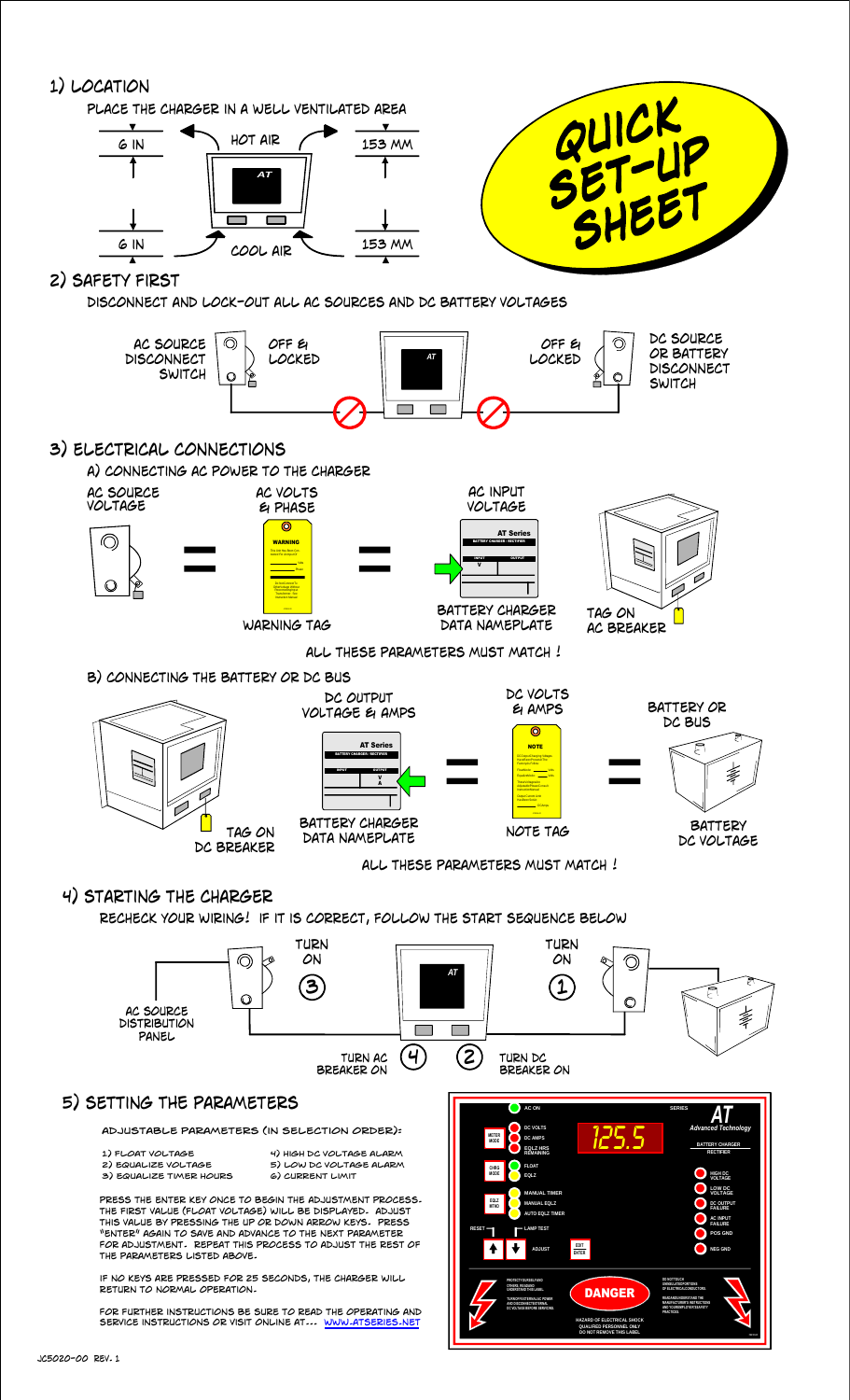# Quick Set-Up Sheet

## 1) Location

PLACE THE CHARGER IN A WELL VENTILATED AREA

6 IN — HOT AIR — 153 MM

6 IN — COOL AIR — 153 MM

## 2) Safety First

DISCONNECT AND LOCK-OUT ALL AC SOURCES AND DC BATTERY VOLTAGES

AC SOURCE DISCONNECT SWITCH — OFF & LOCKED

DC SOURCE OR BATTERY DISCONNECT SWITCH — OFF & LOCKED

## 3) Electrical Connections

### A) Connecting AC Power to the Charger

AC SOURCE VOLTAGE = AC VOLTS & PHASE (WARNING TAG) = AC INPUT VOLTAGE (BATTERY CHARGER DATA NAMEPLATE)

TAG ON AC BREAKER

ALL THESE PARAMETERS MUST MATCH !

### B) Connecting the Battery or DC Bus

DC OUTPUT VOLTAGE & AMPS (BATTERY CHARGER DATA NAMEPLATE) = DC VOLTS & AMPS (NOTE TAG) = BATTERY OR DC BUS (BATTERY DC VOLTAGE)

TAG ON DC BREAKER

ALL THESE PARAMETERS MUST MATCH !

## 4) Starting the Charger

RECHECK YOUR WIRING! IF IT IS CORRECT, FOLLOW THE START SEQUENCE BELOW

1. TURN ON (battery / DC source)
2. TURN DC BREAKER ON
3. TURN ON (AC SOURCE DISTRIBUTION PANEL)
4. TURN AC BREAKER ON

## 5) Setting the Parameters

ADJUSTABLE PARAMETERS (IN SELECTION ORDER):

1) FLOAT VOLTAGE
2) EQUALIZE VOLTAGE
3) EQUALIZE TIMER HOURS
4) HIGH DC VOLTAGE ALARM
5) LOW DC VOLTAGE ALARM
6) CURRENT LIMIT

PRESS THE ENTER KEY ONCE TO BEGIN THE ADJUSTMENT PROCESS. THE FIRST VALUE (FLOAT VOLTAGE) WILL BE DISPLAYED. ADJUST THIS VALUE BY PRESSING THE UP OR DOWN ARROW KEYS. PRESS "ENTER" AGAIN TO SAVE AND ADVANCE TO THE NEXT PARAMETER FOR ADJUSTMENT. REPEAT THIS PROCESS TO ADJUST THE REST OF THE PARAMETERS LISTED ABOVE.

IF NO KEYS ARE PRESSED FOR 25 SECONDS, THE CHARGER WILL RETURN TO NORMAL OPERATION.

FOR FURTHER INSTRUCTIONS BE SURE TO READ THE OPERATING AND SERVICE INSTRUCTIONS OR VISIT ONLINE AT... WWW.ATSERIES.NET

JC5020-00 REV. 1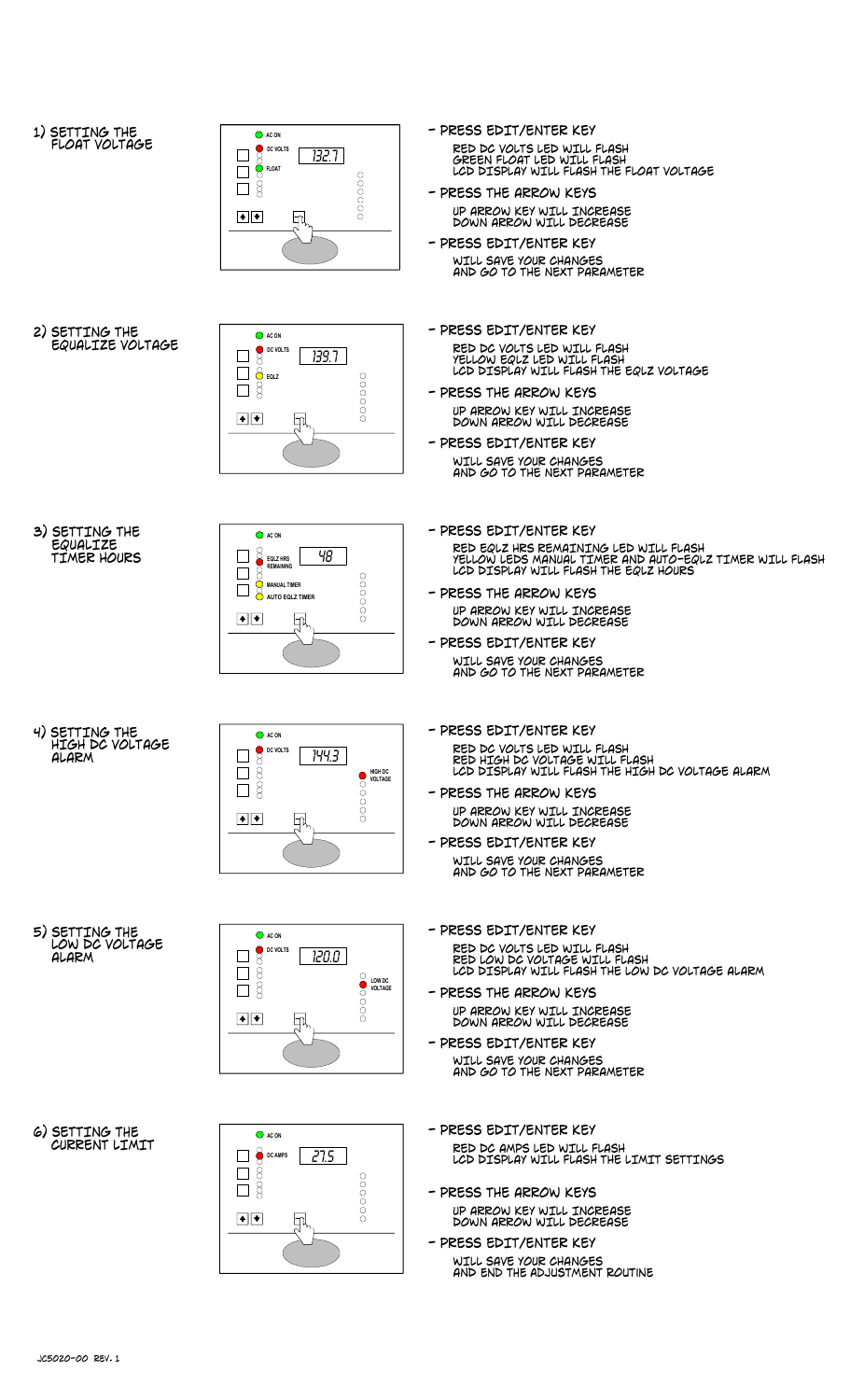## 1) SETTING THE FLOAT VOLTAGE

AC ON
DC VOLTS
132.7
FLOAT

- PRESS EDIT/ENTER KEY
  - RED DC VOLTS LED WILL FLASH
  - GREEN FLOAT LED WILL FLASH
  - LCD DISPLAY WILL FLASH THE FLOAT VOLTAGE
- PRESS THE ARROW KEYS
  - UP ARROW KEY WILL INCREASE
  - DOWN ARROW WILL DECREASE
- PRESS EDIT/ENTER KEY
  - WILL SAVE YOUR CHANGES AND GO TO THE NEXT PARAMETER

## 2) SETTING THE EQUALIZE VOLTAGE

AC ON
DC VOLTS
139.7
EQLZ

- PRESS EDIT/ENTER KEY
  - RED DC VOLTS LED WILL FLASH
  - YELLOW EQLZ LED WILL FLASH
  - LCD DISPLAY WILL FLASH THE EQLZ VOLTAGE
- PRESS THE ARROW KEYS
  - UP ARROW KEY WILL INCREASE
  - DOWN ARROW WILL DECREASE
- PRESS EDIT/ENTER KEY
  - WILL SAVE YOUR CHANGES AND GO TO THE NEXT PARAMETER

## 3) SETTING THE EQUALIZE TIMER HOURS

AC ON
EQLZ HRS REMAINING
48
MANUAL TIMER
AUTO EQLZ TIMER

- PRESS EDIT/ENTER KEY
  - RED EQLZ HRS REMAINING LED WILL FLASH
  - YELLOW LEDS MANUAL TIMER AND AUTO-EQLZ TIMER WILL FLASH
  - LCD DISPLAY WILL FLASH THE EQLZ HOURS
- PRESS THE ARROW KEYS
  - UP ARROW KEY WILL INCREASE
  - DOWN ARROW WILL DECREASE
- PRESS EDIT/ENTER KEY
  - WILL SAVE YOUR CHANGES AND GO TO THE NEXT PARAMETER

## 4) SETTING THE HIGH DC VOLTAGE ALARM

AC ON
DC VOLTS
144.3
HIGH DC VOLTAGE

- PRESS EDIT/ENTER KEY
  - RED DC VOLTS LED WILL FLASH
  - RED HIGH DC VOLTAGE WILL FLASH
  - LCD DISPLAY WILL FLASH THE HIGH DC VOLTAGE ALARM
- PRESS THE ARROW KEYS
  - UP ARROW KEY WILL INCREASE
  - DOWN ARROW WILL DECREASE
- PRESS EDIT/ENTER KEY
  - WILL SAVE YOUR CHANGES AND GO TO THE NEXT PARAMETER

## 5) SETTING THE LOW DC VOLTAGE ALARM

AC ON
DC VOLTS
120.0
LOW DC VOLTAGE

- PRESS EDIT/ENTER KEY
  - RED DC VOLTS LED WILL FLASH
  - RED LOW DC VOLTAGE WILL FLASH
  - LCD DISPLAY WILL FLASH THE LOW DC VOLTAGE ALARM
- PRESS THE ARROW KEYS
  - UP ARROW KEY WILL INCREASE
  - DOWN ARROW WILL DECREASE
- PRESS EDIT/ENTER KEY
  - WILL SAVE YOUR CHANGES AND GO TO THE NEXT PARAMETER

## 6) SETTING THE CURRENT LIMIT

AC ON
DC AMPS
27.5

- PRESS EDIT/ENTER KEY
  - RED DC AMPS LED WILL FLASH
  - LCD DISPLAY WILL FLASH THE LIMIT SETTINGS
- PRESS THE ARROW KEYS
  - UP ARROW KEY WILL INCREASE
  - DOWN ARROW WILL DECREASE
- PRESS EDIT/ENTER KEY
  - WILL SAVE YOUR CHANGES AND END THE ADJUSTMENT ROUTINE

JC5020-00 REV. 1